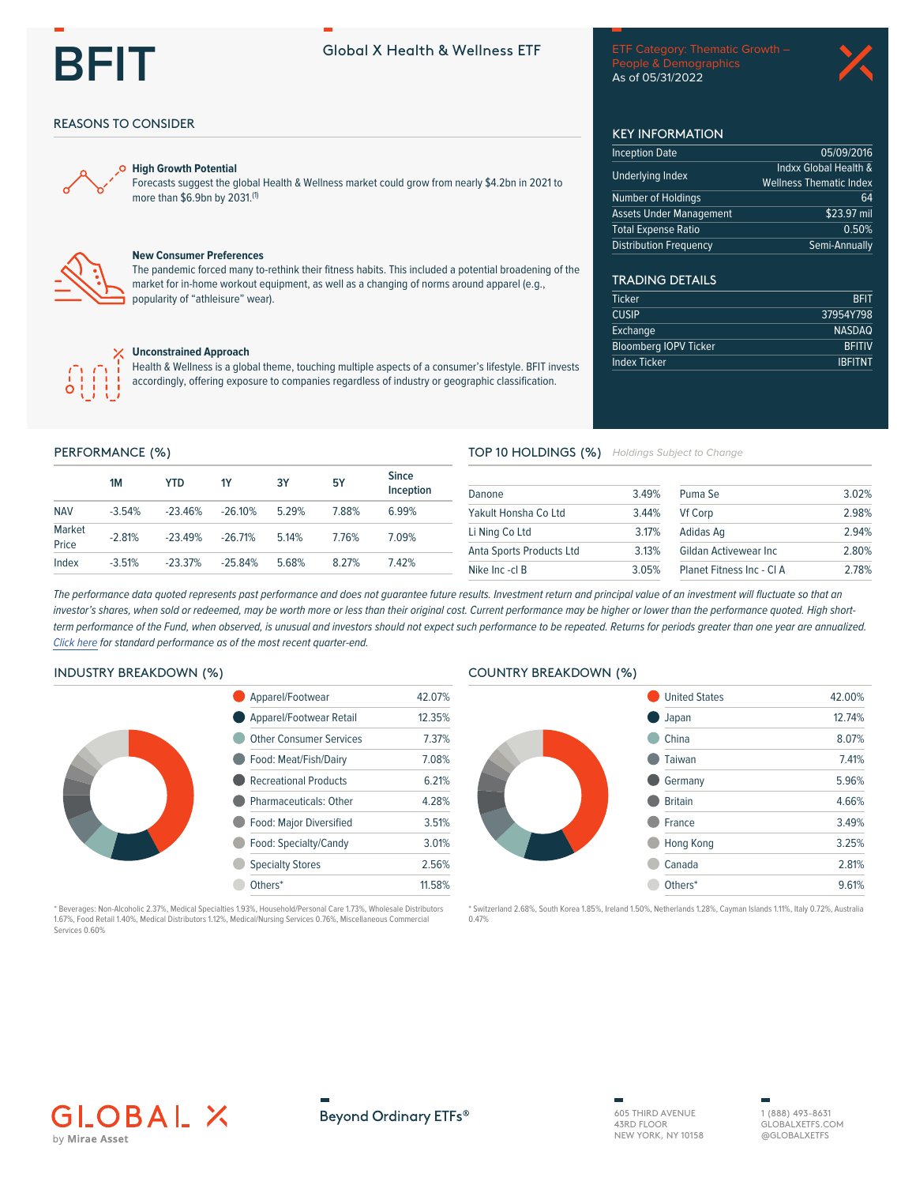# BFIT

## Global X Health & Wellness ETF

ETF Category: Thematic Growth – People & Demographics
As of 05/31/2022

## REASONS TO CONSIDER

**High Growth Potential**
Forecasts suggest the global Health & Wellness market could grow from nearly $4.2bn in 2021 to more than $6.9bn by 2031.[1]

**New Consumer Preferences**
The pandemic forced many to-rethink their fitness habits. This included a potential broadening of the market for in-home workout equipment, as well as a changing of norms around apparel (e.g., popularity of “athleisure” wear).

**Unconstrained Approach**
Health & Wellness is a global theme, touching multiple aspects of a consumer’s lifestyle. BFIT invests accordingly, offering exposure to companies regardless of industry or geographic classification.

## KEY INFORMATION

| | |
|---|---|
| Inception Date | 05/09/2016 |
| Underlying Index | Indxx Global Health & Wellness Thematic Index |
| Number of Holdings | 64 |
| Assets Under Management | $23.97 mil |
| Total Expense Ratio | 0.50% |
| Distribution Frequency | Semi-Annually |

## TRADING DETAILS

| | |
|---|---|
| Ticker | BFIT |
| CUSIP | 37954Y798 |
| Exchange | NASDAQ |
| Bloomberg IOPV Ticker | BFITIV |
| Index Ticker | IBFITNT |

## PERFORMANCE (%)

| | 1M | YTD | 1Y | 3Y | 5Y | Since Inception |
|---|---|---|---|---|---|---|
| NAV | -3.54% | -23.46% | -26.10% | 5.29% | 7.88% | 6.99% |
| Market Price | -2.81% | -23.49% | -26.71% | 5.14% | 7.76% | 7.09% |
| Index | -3.51% | -23.37% | -25.84% | 5.68% | 8.27% | 7.42% |

## TOP 10 HOLDINGS (%)

*Holdings Subject to Change*

| | | | |
|---|---|---|---|
| Danone | 3.49% | Puma Se | 3.02% |
| Yakult Honsha Co Ltd | 3.44% | Vf Corp | 2.98% |
| Li Ning Co Ltd | 3.17% | Adidas Ag | 2.94% |
| Anta Sports Products Ltd | 3.13% | Gildan Activewear Inc | 2.80% |
| Nike Inc -cl B | 3.05% | Planet Fitness Inc - Cl A | 2.78% |

*The performance data quoted represents past performance and does not guarantee future results. Investment return and principal value of an investment will fluctuate so that an investor’s shares, when sold or redeemed, may be worth more or less than their original cost. Current performance may be higher or lower than the performance quoted. High short-term performance of the Fund, when observed, is unusual and investors should not expect such performance to be repeated. Returns for periods greater than one year are annualized. Click here for standard performance as of the most recent quarter-end.*

## INDUSTRY BREAKDOWN (%)

| | |
|---|---|
| Apparel/Footwear | 42.07% |
| Apparel/Footwear Retail | 12.35% |
| Other Consumer Services | 7.37% |
| Food: Meat/Fish/Dairy | 7.08% |
| Recreational Products | 6.21% |
| Pharmaceuticals: Other | 4.28% |
| Food: Major Diversified | 3.51% |
| Food: Specialty/Candy | 3.01% |
| Specialty Stores | 2.56% |
| Others* | 11.58% |

* Beverages: Non-Alcoholic 2.37%, Medical Specialties 1.93%, Household/Personal Care 1.73%, Wholesale Distributors 1.67%, Food Retail 1.40%, Medical Distributors 1.12%, Medical/Nursing Services 0.76%, Miscellaneous Commercial Services 0.60%

## COUNTRY BREAKDOWN (%)

| | |
|---|---|
| United States | 42.00% |
| Japan | 12.74% |
| China | 8.07% |
| Taiwan | 7.41% |
| Germany | 5.96% |
| Britain | 4.66% |
| France | 3.49% |
| Hong Kong | 3.25% |
| Canada | 2.81% |
| Others* | 9.61% |

* Switzerland 2.68%, South Korea 1.85%, Ireland 1.50%, Netherlands 1.28%, Cayman Islands 1.11%, Italy 0.72%, Australia 0.47%

GLOBAL X by Mirae Asset

Beyond Ordinary ETFs®

605 THIRD AVENUE
43RD FLOOR
NEW YORK, NY 10158

1 (888) 493-8631
GLOBALXETFS.COM
@GLOBALXETFS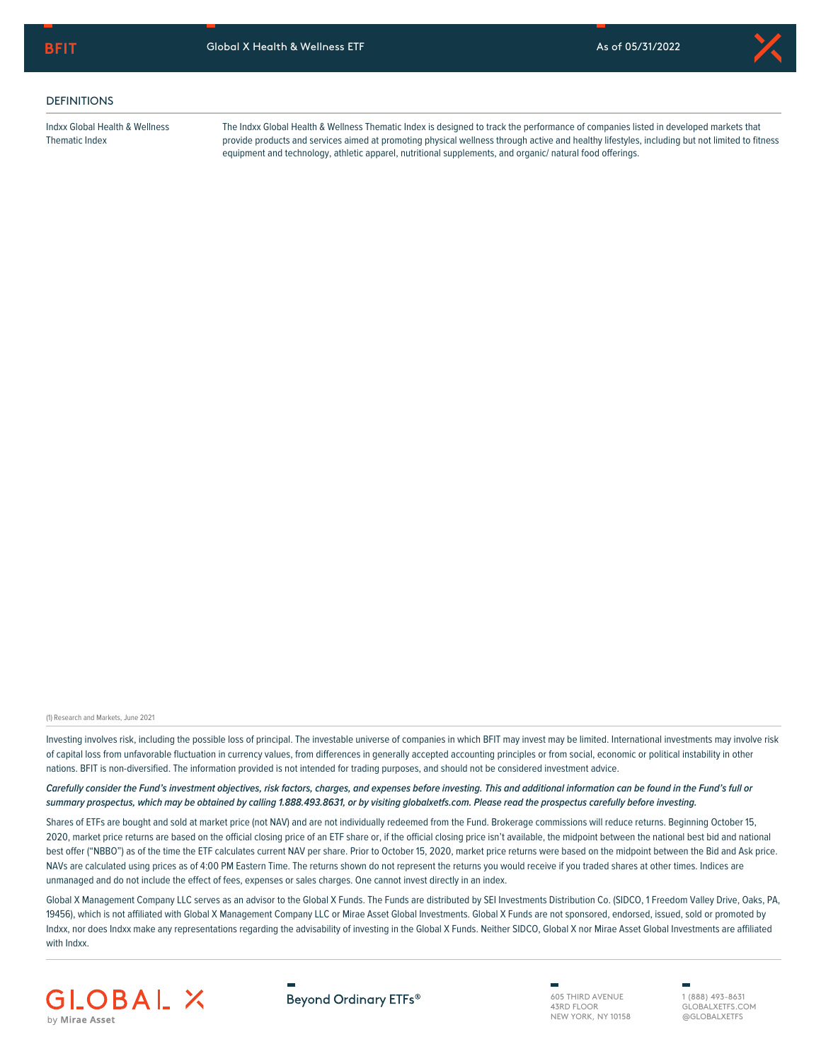## DEFINITIONS

| | |
|---|---|
| Indxx Global Health & Wellness Thematic Index | The Indxx Global Health & Wellness Thematic Index is designed to track the performance of companies listed in developed markets that provide products and services aimed at promoting physical wellness through active and healthy lifestyles, including but not limited to fitness equipment and technology, athletic apparel, nutritional supplements, and organic/ natural food offerings. |

(1) Research and Markets, June 2021

Investing involves risk, including the possible loss of principal. The investable universe of companies in which BFIT may invest may be limited. International investments may involve risk of capital loss from unfavorable fluctuation in currency values, from differences in generally accepted accounting principles or from social, economic or political instability in other nations. BFIT is non-diversified. The information provided is not intended for trading purposes, and should not be considered investment advice.

***Carefully consider the Fund's investment objectives, risk factors, charges, and expenses before investing. This and additional information can be found in the Fund's full or summary prospectus, which may be obtained by calling 1.888.493.8631, or by visiting globalxetfs.com. Please read the prospectus carefully before investing.***

Shares of ETFs are bought and sold at market price (not NAV) and are not individually redeemed from the Fund. Brokerage commissions will reduce returns. Beginning October 15, 2020, market price returns are based on the official closing price of an ETF share or, if the official closing price isn't available, the midpoint between the national best bid and national best offer ("NBBO") as of the time the ETF calculates current NAV per share. Prior to October 15, 2020, market price returns were based on the midpoint between the Bid and Ask price. NAVs are calculated using prices as of 4:00 PM Eastern Time. The returns shown do not represent the returns you would receive if you traded shares at other times. Indices are unmanaged and do not include the effect of fees, expenses or sales charges. One cannot invest directly in an index.

Global X Management Company LLC serves as an advisor to the Global X Funds. The Funds are distributed by SEI Investments Distribution Co. (SIDCO, 1 Freedom Valley Drive, Oaks, PA, 19456), which is not affiliated with Global X Management Company LLC or Mirae Asset Global Investments. Global X Funds are not sponsored, endorsed, issued, sold or promoted by Indxx, nor does Indxx make any representations regarding the advisability of investing in the Global X Funds. Neither SIDCO, Global X nor Mirae Asset Global Investments are affiliated with Indxx.

GLOBAL X by Mirae Asset

Beyond Ordinary ETFs®

605 THIRD AVENUE
43RD FLOOR
NEW YORK, NY 10158

1 (888) 493-8631
GLOBALXETFS.COM
@GLOBALXETFS